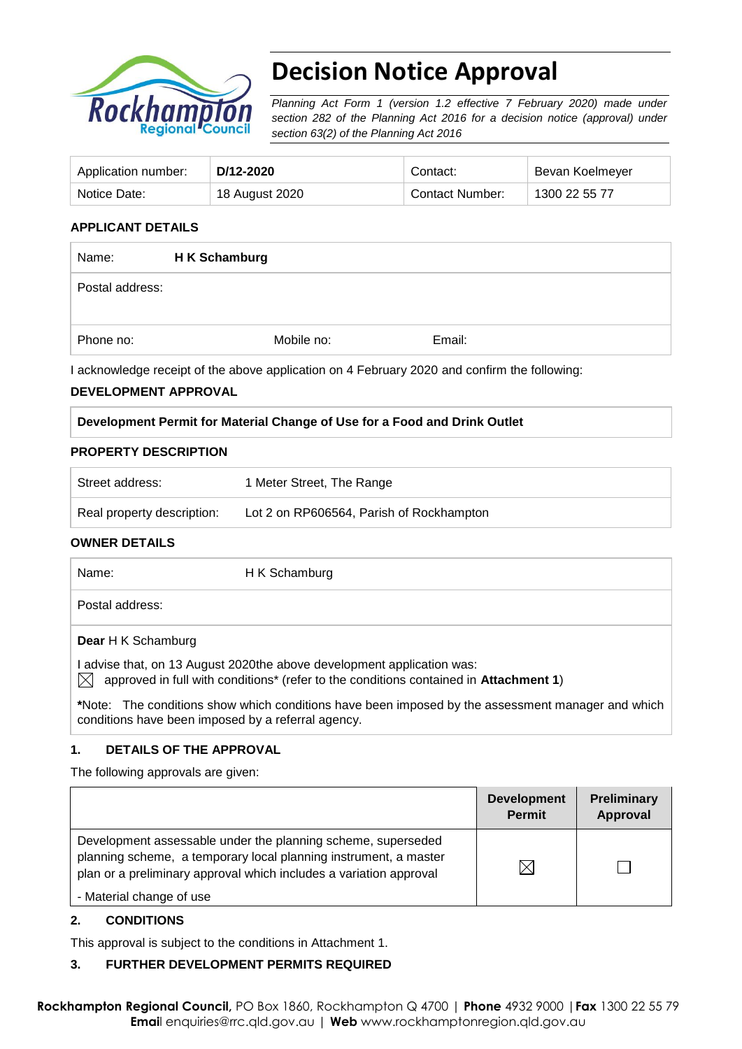# Decision Notice Approval

*Planning Act Form 1 (version 1.2 effective 7 February 2020) made under section 282 of the Planning Act 2016 for a decision notice (approval) under section 63(2) of the Planning Act 2016*

| Application number: | **D/12-2020** | Contact: | Bevan Koelmeyer |
|---|---|---|---|
| Notice Date: | 18 August 2020 | Contact Number: | 1300 22 55 77 |

**APPLICANT DETAILS**

| Name: | **H K Schamburg** | |
|---|---|---|
| Postal address: | | |
| Phone no: | Mobile no: | Email: |

I acknowledge receipt of the above application on 4 February 2020 and confirm the following:

**DEVELOPMENT APPROVAL**

**Development Permit for Material Change of Use for a Food and Drink Outlet**

**PROPERTY DESCRIPTION**

| Street address: | 1 Meter Street, The Range |
|---|---|
| Real property description: | Lot 2 on RP606564, Parish of Rockhampton |

**OWNER DETAILS**

| Name: | H K Schamburg |
|---|---|
| Postal address: | |

**Dear** H K Schamburg

I advise that, on 13 August 2020the above development application was:

☒ approved in full with conditions* (refer to the conditions contained in **Attachment 1**)

***Note:** The conditions show which conditions have been imposed by the assessment manager and which conditions have been imposed by a referral agency.

**1. DETAILS OF THE APPROVAL**

The following approvals are given:

| | **Development Permit** | **Preliminary Approval** |
|---|---|---|
| Development assessable under the planning scheme, superseded planning scheme, a temporary local planning instrument, a master plan or a preliminary approval which includes a variation approval<br>- Material change of use | ☒ | ☐ |

**2. CONDITIONS**

This approval is subject to the conditions in Attachment 1.

**3. FURTHER DEVELOPMENT PERMITS REQUIRED**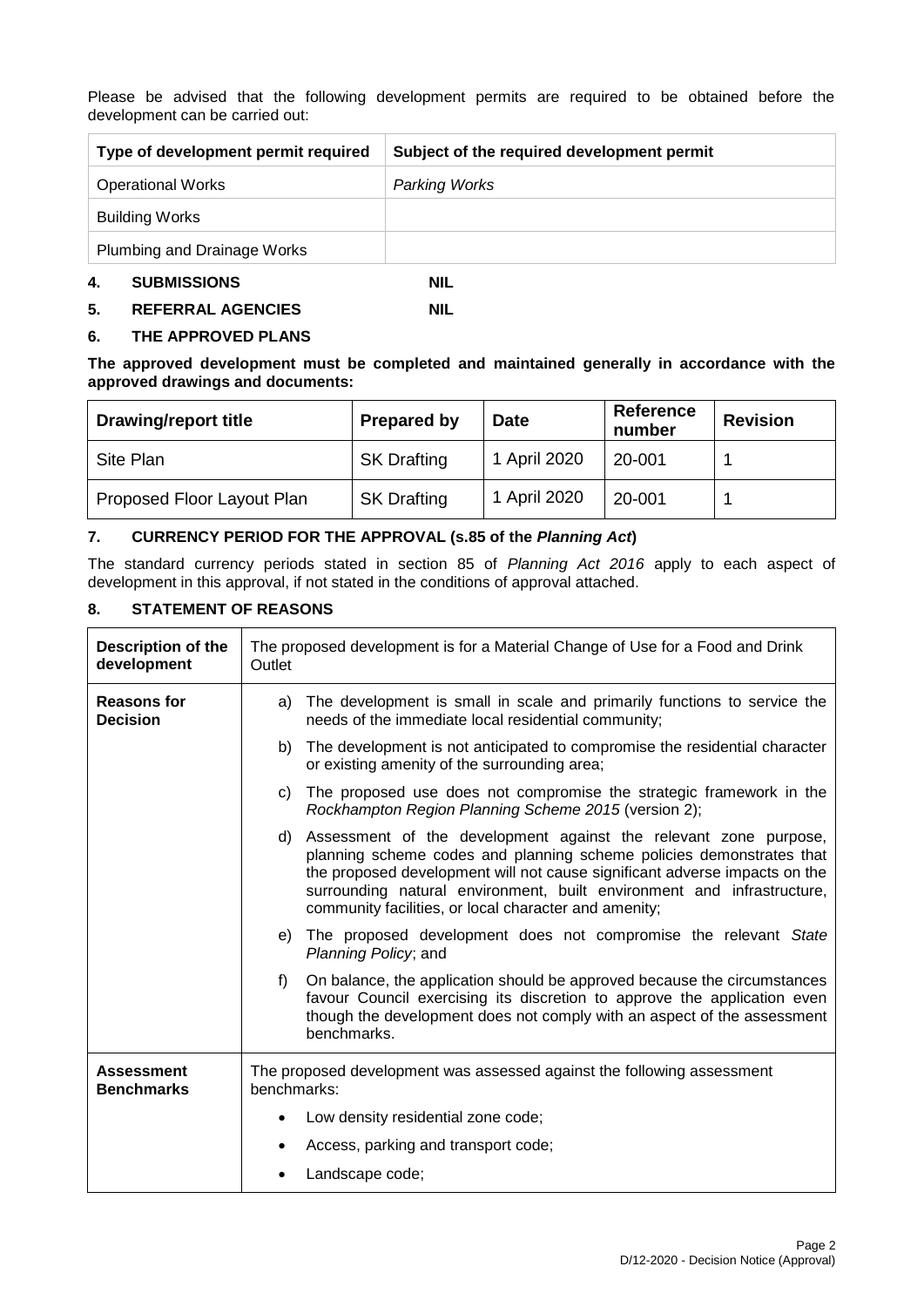Please be advised that the following development permits are required to be obtained before the development can be carried out:

| Type of development permit required | Subject of the required development permit |
| --- | --- |
| Operational Works | *Parking Works* |
| Building Works | |
| Plumbing and Drainage Works | |

## 4. SUBMISSIONS NIL

## 5. REFERRAL AGENCIES NIL

## 6. THE APPROVED PLANS

**The approved development must be completed and maintained generally in accordance with the approved drawings and documents:**

| Drawing/report title | Prepared by | Date | Reference number | Revision |
| --- | --- | --- | --- | --- |
| Site Plan | SK Drafting | 1 April 2020 | 20-001 | 1 |
| Proposed Floor Layout Plan | SK Drafting | 1 April 2020 | 20-001 | 1 |

## 7. CURRENCY PERIOD FOR THE APPROVAL (s.85 of the *Planning Act*)

The standard currency periods stated in section 85 of *Planning Act 2016* apply to each aspect of development in this approval, if not stated in the conditions of approval attached.

## 8. STATEMENT OF REASONS

| | |
| --- | --- |
| **Description of the development** | The proposed development is for a Material Change of Use for a Food and Drink Outlet |
| **Reasons for Decision** | a) The development is small in scale and primarily functions to service the needs of the immediate local residential community;<br>b) The development is not anticipated to compromise the residential character or existing amenity of the surrounding area;<br>c) The proposed use does not compromise the strategic framework in the *Rockhampton Region Planning Scheme 2015* (version 2);<br>d) Assessment of the development against the relevant zone purpose, planning scheme codes and planning scheme policies demonstrates that the proposed development will not cause significant adverse impacts on the surrounding natural environment, built environment and infrastructure, community facilities, or local character and amenity;<br>e) The proposed development does not compromise the relevant *State Planning Policy*; and<br>f) On balance, the application should be approved because the circumstances favour Council exercising its discretion to approve the application even though the development does not comply with an aspect of the assessment benchmarks. |
| **Assessment Benchmarks** | The proposed development was assessed against the following assessment benchmarks:<br>• Low density residential zone code;<br>• Access, parking and transport code;<br>• Landscape code; |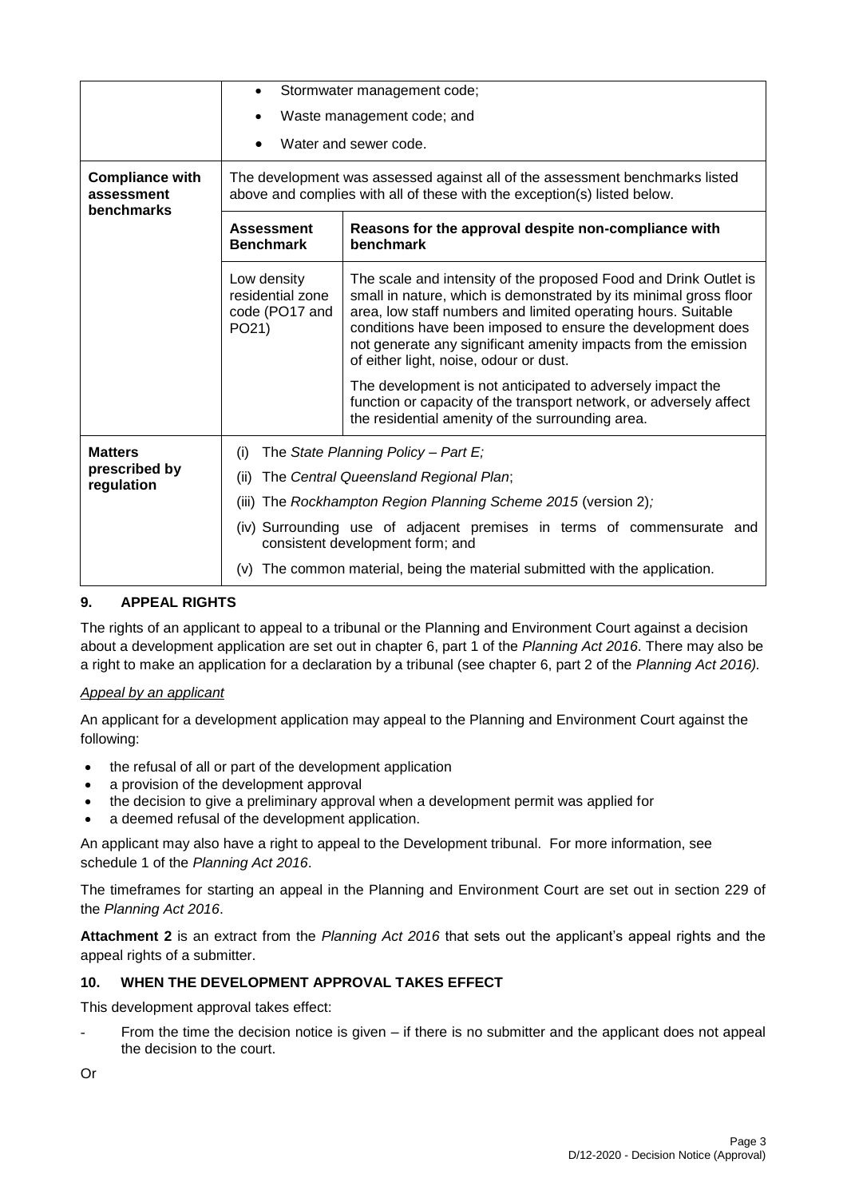| | | |
|---|---|---|
| | • Stormwater management code;<br>• Waste management code; and<br>• Water and sewer code. | |
| **Compliance with assessment benchmarks** | The development was assessed against all of the assessment benchmarks listed above and complies with all of these with the exception(s) listed below. | |
| | **Assessment Benchmark** | **Reasons for the approval despite non-compliance with benchmark** |
| | Low density residential zone code (PO17 and PO21) | The scale and intensity of the proposed Food and Drink Outlet is small in nature, which is demonstrated by its minimal gross floor area, low staff numbers and limited operating hours. Suitable conditions have been imposed to ensure the development does not generate any significant amenity impacts from the emission of either light, noise, odour or dust.<br><br>The development is not anticipated to adversely impact the function or capacity of the transport network, or adversely affect the residential amenity of the surrounding area. |
| **Matters prescribed by regulation** | (i) The *State Planning Policy – Part E;*<br>(ii) The *Central Queensland Regional Plan*;<br>(iii) The *Rockhampton Region Planning Scheme 2015* (version 2)*;*<br>(iv) Surrounding use of adjacent premises in terms of commensurate and consistent development form; and<br>(v) The common material, being the material submitted with the application. | |

## 9. APPEAL RIGHTS

The rights of an applicant to appeal to a tribunal or the Planning and Environment Court against a decision about a development application are set out in chapter 6, part 1 of the *Planning Act 2016*. There may also be a right to make an application for a declaration by a tribunal (see chapter 6, part 2 of the *Planning Act 2016).*

*Appeal by an applicant*

An applicant for a development application may appeal to the Planning and Environment Court against the following:

- the refusal of all or part of the development application
- a provision of the development approval
- the decision to give a preliminary approval when a development permit was applied for
- a deemed refusal of the development application.

An applicant may also have a right to appeal to the Development tribunal. For more information, see schedule 1 of the *Planning Act 2016*.

The timeframes for starting an appeal in the Planning and Environment Court are set out in section 229 of the *Planning Act 2016*.

**Attachment 2** is an extract from the *Planning Act 2016* that sets out the applicant's appeal rights and the appeal rights of a submitter.

## 10. WHEN THE DEVELOPMENT APPROVAL TAKES EFFECT

This development approval takes effect:

- From the time the decision notice is given – if there is no submitter and the applicant does not appeal the decision to the court.

Or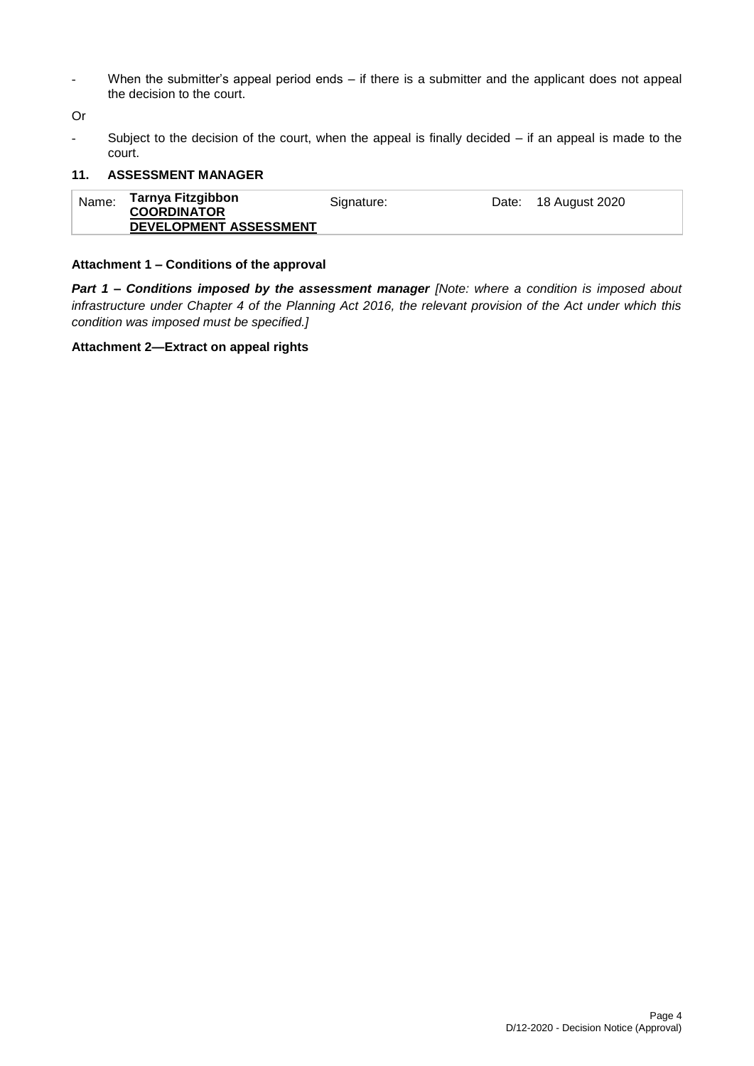- When the submitter's appeal period ends – if there is a submitter and the applicant does not appeal the decision to the court.

Or

- Subject to the decision of the court, when the appeal is finally decided – if an appeal is made to the court.

## 11. ASSESSMENT MANAGER

| Name: | **Tarnya Fitzgibbon** **COORDINATOR DEVELOPMENT ASSESSMENT** | Signature: | Date: 18 August 2020 |
|---|---|---|---|

**Attachment 1 – Conditions of the approval**

***Part 1 – Conditions imposed by the assessment manager*** *[Note: where a condition is imposed about infrastructure under Chapter 4 of the Planning Act 2016, the relevant provision of the Act under which this condition was imposed must be specified.]*

**Attachment 2—Extract on appeal rights**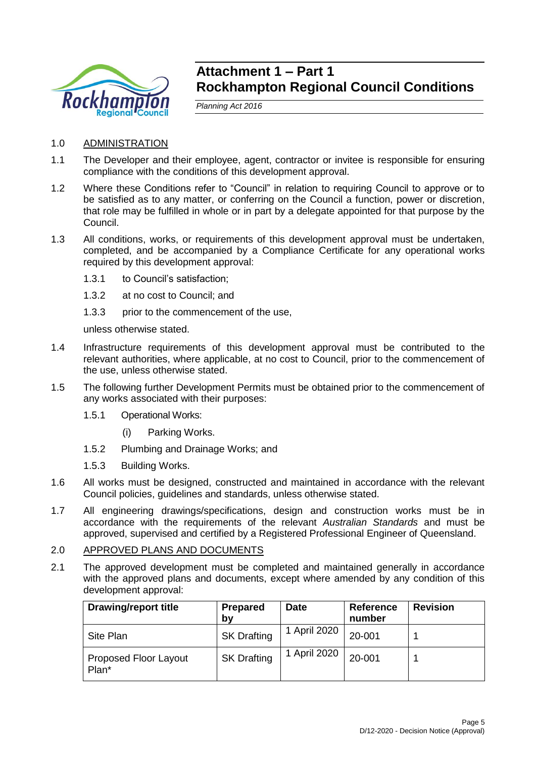# Attachment 1 – Part 1
# Rockhampton Regional Council Conditions

*Planning Act 2016*

1.0 ADMINISTRATION

1.1 The Developer and their employee, agent, contractor or invitee is responsible for ensuring compliance with the conditions of this development approval.

1.2 Where these Conditions refer to "Council" in relation to requiring Council to approve or to be satisfied as to any matter, or conferring on the Council a function, power or discretion, that role may be fulfilled in whole or in part by a delegate appointed for that purpose by the Council.

1.3 All conditions, works, or requirements of this development approval must be undertaken, completed, and be accompanied by a Compliance Certificate for any operational works required by this development approval:

- 1.3.1 to Council's satisfaction;
- 1.3.2 at no cost to Council; and
- 1.3.3 prior to the commencement of the use,

unless otherwise stated.

1.4 Infrastructure requirements of this development approval must be contributed to the relevant authorities, where applicable, at no cost to Council, prior to the commencement of the use, unless otherwise stated.

1.5 The following further Development Permits must be obtained prior to the commencement of any works associated with their purposes:

- 1.5.1 Operational Works:
  - (i) Parking Works.
- 1.5.2 Plumbing and Drainage Works; and
- 1.5.3 Building Works.

1.6 All works must be designed, constructed and maintained in accordance with the relevant Council policies, guidelines and standards, unless otherwise stated.

1.7 All engineering drawings/specifications, design and construction works must be in accordance with the requirements of the relevant *Australian Standards* and must be approved, supervised and certified by a Registered Professional Engineer of Queensland.

2.0 APPROVED PLANS AND DOCUMENTS

2.1 The approved development must be completed and maintained generally in accordance with the approved plans and documents, except where amended by any condition of this development approval:

| Drawing/report title | Prepared by | Date | Reference number | Revision |
|---|---|---|---|---|
| Site Plan | SK Drafting | 1 April 2020 | 20-001 | 1 |
| Proposed Floor Layout Plan* | SK Drafting | 1 April 2020 | 20-001 | 1 |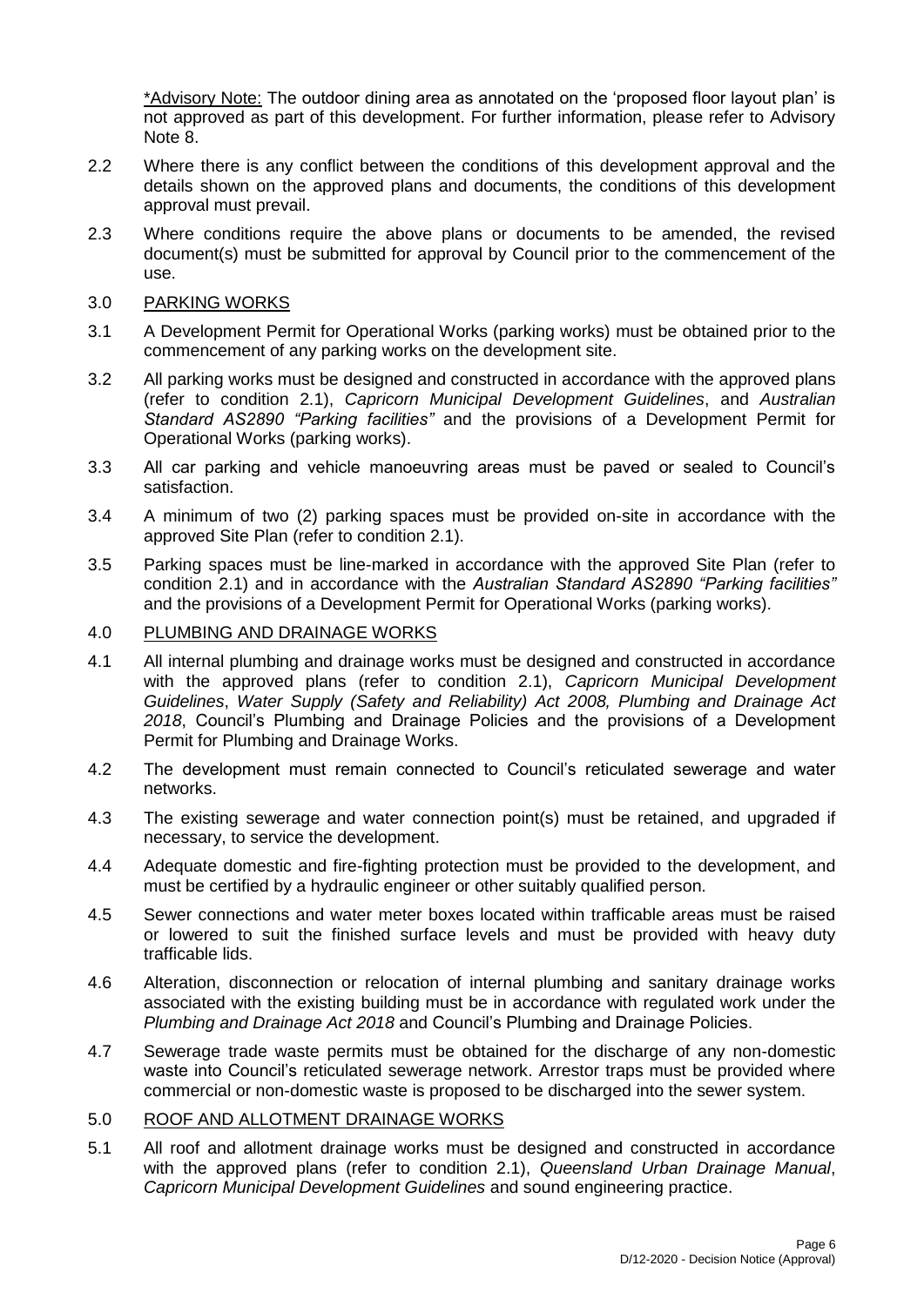*Advisory Note: The outdoor dining area as annotated on the 'proposed floor layout plan' is not approved as part of this development. For further information, please refer to Advisory Note 8.

2.2 Where there is any conflict between the conditions of this development approval and the details shown on the approved plans and documents, the conditions of this development approval must prevail.

2.3 Where conditions require the above plans or documents to be amended, the revised document(s) must be submitted for approval by Council prior to the commencement of the use.

3.0 PARKING WORKS

3.1 A Development Permit for Operational Works (parking works) must be obtained prior to the commencement of any parking works on the development site.

3.2 All parking works must be designed and constructed in accordance with the approved plans (refer to condition 2.1), *Capricorn Municipal Development Guidelines*, and *Australian Standard AS2890 "Parking facilities"* and the provisions of a Development Permit for Operational Works (parking works).

3.3 All car parking and vehicle manoeuvring areas must be paved or sealed to Council's satisfaction.

3.4 A minimum of two (2) parking spaces must be provided on-site in accordance with the approved Site Plan (refer to condition 2.1).

3.5 Parking spaces must be line-marked in accordance with the approved Site Plan (refer to condition 2.1) and in accordance with the *Australian Standard AS2890 "Parking facilities"* and the provisions of a Development Permit for Operational Works (parking works).

4.0 PLUMBING AND DRAINAGE WORKS

4.1 All internal plumbing and drainage works must be designed and constructed in accordance with the approved plans (refer to condition 2.1), *Capricorn Municipal Development Guidelines*, *Water Supply (Safety and Reliability) Act 2008, Plumbing and Drainage Act 2018*, Council's Plumbing and Drainage Policies and the provisions of a Development Permit for Plumbing and Drainage Works.

4.2 The development must remain connected to Council's reticulated sewerage and water networks.

4.3 The existing sewerage and water connection point(s) must be retained, and upgraded if necessary, to service the development.

4.4 Adequate domestic and fire-fighting protection must be provided to the development, and must be certified by a hydraulic engineer or other suitably qualified person.

4.5 Sewer connections and water meter boxes located within trafficable areas must be raised or lowered to suit the finished surface levels and must be provided with heavy duty trafficable lids.

4.6 Alteration, disconnection or relocation of internal plumbing and sanitary drainage works associated with the existing building must be in accordance with regulated work under the *Plumbing and Drainage Act 2018* and Council's Plumbing and Drainage Policies.

4.7 Sewerage trade waste permits must be obtained for the discharge of any non-domestic waste into Council's reticulated sewerage network. Arrestor traps must be provided where commercial or non-domestic waste is proposed to be discharged into the sewer system.

5.0 ROOF AND ALLOTMENT DRAINAGE WORKS

5.1 All roof and allotment drainage works must be designed and constructed in accordance with the approved plans (refer to condition 2.1), *Queensland Urban Drainage Manual*, *Capricorn Municipal Development Guidelines* and sound engineering practice.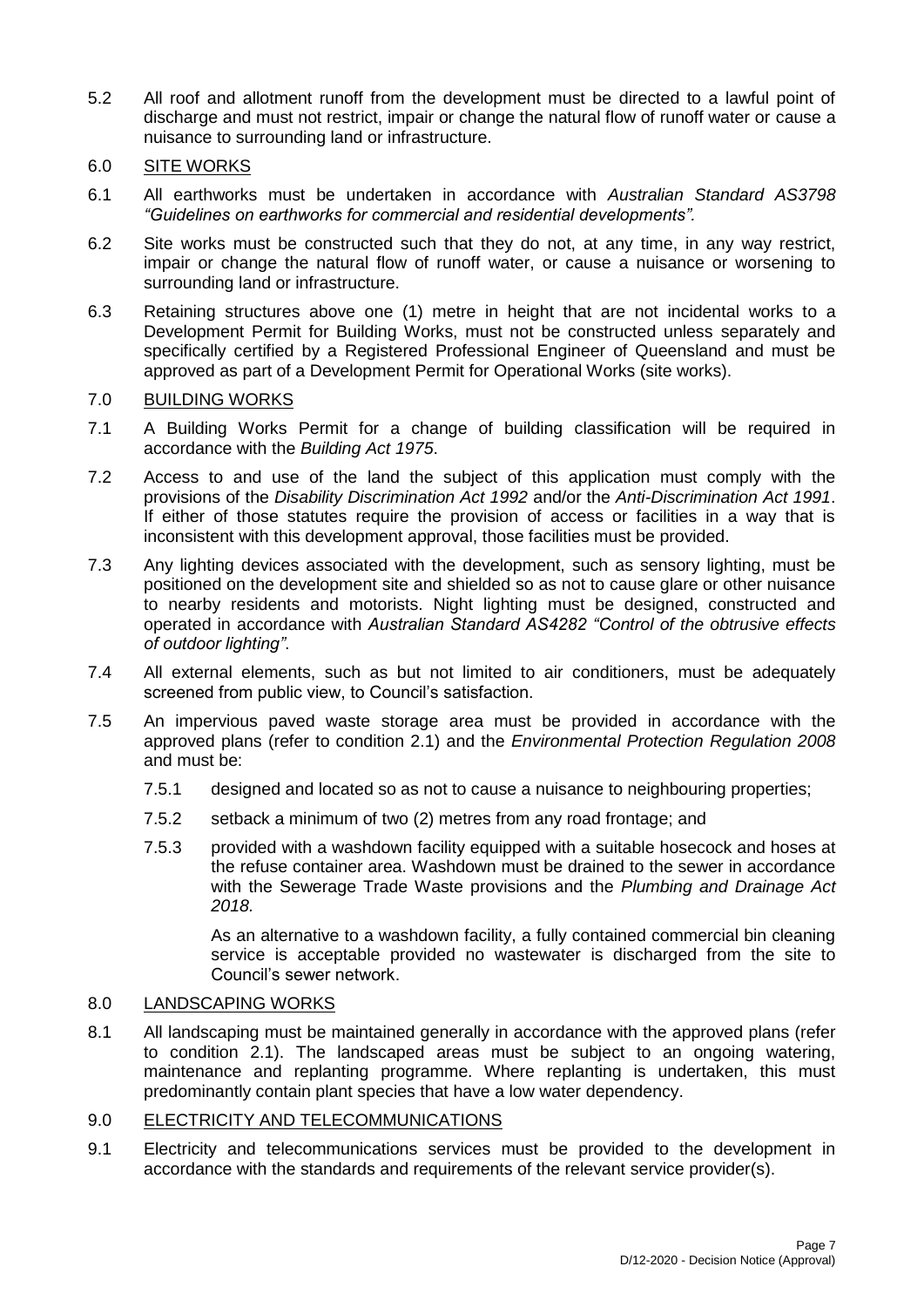5.2 All roof and allotment runoff from the development must be directed to a lawful point of discharge and must not restrict, impair or change the natural flow of runoff water or cause a nuisance to surrounding land or infrastructure.

6.0 <u>SITE WORKS</u>

6.1 All earthworks must be undertaken in accordance with *Australian Standard AS3798 "Guidelines on earthworks for commercial and residential developments".*

6.2 Site works must be constructed such that they do not, at any time, in any way restrict, impair or change the natural flow of runoff water, or cause a nuisance or worsening to surrounding land or infrastructure.

6.3 Retaining structures above one (1) metre in height that are not incidental works to a Development Permit for Building Works, must not be constructed unless separately and specifically certified by a Registered Professional Engineer of Queensland and must be approved as part of a Development Permit for Operational Works (site works).

7.0 <u>BUILDING WORKS</u>

7.1 A Building Works Permit for a change of building classification will be required in accordance with the *Building Act 1975*.

7.2 Access to and use of the land the subject of this application must comply with the provisions of the *Disability Discrimination Act 1992* and/or the *Anti-Discrimination Act 1991*. If either of those statutes require the provision of access or facilities in a way that is inconsistent with this development approval, those facilities must be provided.

7.3 Any lighting devices associated with the development, such as sensory lighting, must be positioned on the development site and shielded so as not to cause glare or other nuisance to nearby residents and motorists. Night lighting must be designed, constructed and operated in accordance with *Australian Standard AS4282 "Control of the obtrusive effects of outdoor lighting"*.

7.4 All external elements, such as but not limited to air conditioners, must be adequately screened from public view, to Council's satisfaction.

7.5 An impervious paved waste storage area must be provided in accordance with the approved plans (refer to condition 2.1) and the *Environmental Protection Regulation 2008* and must be:

   7.5.1 designed and located so as not to cause a nuisance to neighbouring properties;

   7.5.2 setback a minimum of two (2) metres from any road frontage; and

   7.5.3 provided with a washdown facility equipped with a suitable hosecock and hoses at the refuse container area. Washdown must be drained to the sewer in accordance with the Sewerage Trade Waste provisions and the *Plumbing and Drainage Act 2018.*

   As an alternative to a washdown facility, a fully contained commercial bin cleaning service is acceptable provided no wastewater is discharged from the site to Council's sewer network.

8.0 <u>LANDSCAPING WORKS</u>

8.1 All landscaping must be maintained generally in accordance with the approved plans (refer to condition 2.1). The landscaped areas must be subject to an ongoing watering, maintenance and replanting programme. Where replanting is undertaken, this must predominantly contain plant species that have a low water dependency.

9.0 <u>ELECTRICITY AND TELECOMMUNICATIONS</u>

9.1 Electricity and telecommunications services must be provided to the development in accordance with the standards and requirements of the relevant service provider(s).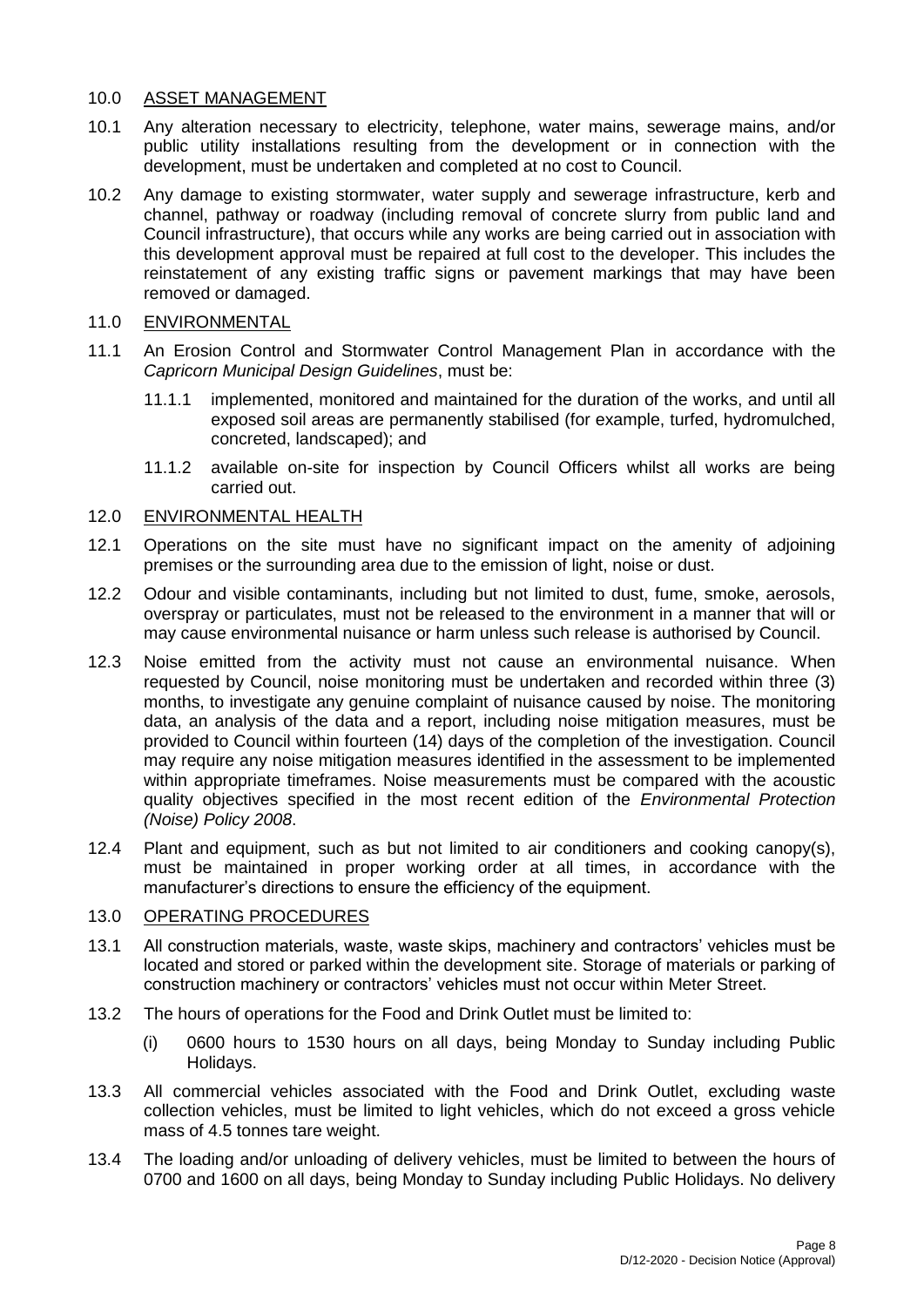## 10.0 ASSET MANAGEMENT

10.1 Any alteration necessary to electricity, telephone, water mains, sewerage mains, and/or public utility installations resulting from the development or in connection with the development, must be undertaken and completed at no cost to Council.

10.2 Any damage to existing stormwater, water supply and sewerage infrastructure, kerb and channel, pathway or roadway (including removal of concrete slurry from public land and Council infrastructure), that occurs while any works are being carried out in association with this development approval must be repaired at full cost to the developer. This includes the reinstatement of any existing traffic signs or pavement markings that may have been removed or damaged.

## 11.0 ENVIRONMENTAL

11.1 An Erosion Control and Stormwater Control Management Plan in accordance with the *Capricorn Municipal Design Guidelines*, must be:

- 11.1.1 implemented, monitored and maintained for the duration of the works, and until all exposed soil areas are permanently stabilised (for example, turfed, hydromulched, concreted, landscaped); and
- 11.1.2 available on-site for inspection by Council Officers whilst all works are being carried out.

## 12.0 ENVIRONMENTAL HEALTH

12.1 Operations on the site must have no significant impact on the amenity of adjoining premises or the surrounding area due to the emission of light, noise or dust.

12.2 Odour and visible contaminants, including but not limited to dust, fume, smoke, aerosols, overspray or particulates, must not be released to the environment in a manner that will or may cause environmental nuisance or harm unless such release is authorised by Council.

12.3 Noise emitted from the activity must not cause an environmental nuisance. When requested by Council, noise monitoring must be undertaken and recorded within three (3) months, to investigate any genuine complaint of nuisance caused by noise. The monitoring data, an analysis of the data and a report, including noise mitigation measures, must be provided to Council within fourteen (14) days of the completion of the investigation. Council may require any noise mitigation measures identified in the assessment to be implemented within appropriate timeframes. Noise measurements must be compared with the acoustic quality objectives specified in the most recent edition of the *Environmental Protection (Noise) Policy 2008*.

12.4 Plant and equipment, such as but not limited to air conditioners and cooking canopy(s), must be maintained in proper working order at all times, in accordance with the manufacturer's directions to ensure the efficiency of the equipment.

## 13.0 OPERATING PROCEDURES

13.1 All construction materials, waste, waste skips, machinery and contractors' vehicles must be located and stored or parked within the development site. Storage of materials or parking of construction machinery or contractors' vehicles must not occur within Meter Street.

13.2 The hours of operations for the Food and Drink Outlet must be limited to:

- (i) 0600 hours to 1530 hours on all days, being Monday to Sunday including Public Holidays.

13.3 All commercial vehicles associated with the Food and Drink Outlet, excluding waste collection vehicles, must be limited to light vehicles, which do not exceed a gross vehicle mass of 4.5 tonnes tare weight.

13.4 The loading and/or unloading of delivery vehicles, must be limited to between the hours of 0700 and 1600 on all days, being Monday to Sunday including Public Holidays. No delivery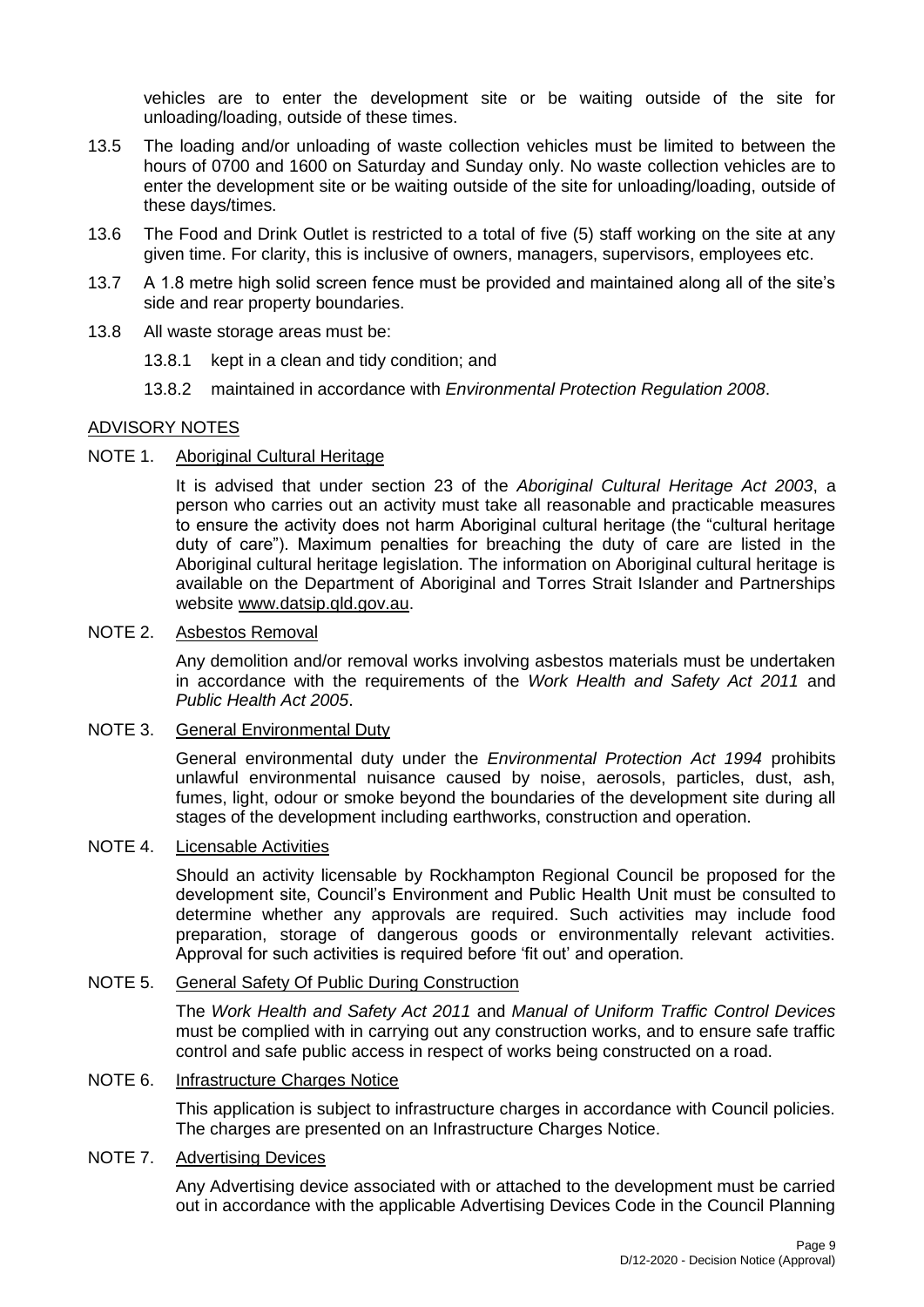vehicles are to enter the development site or be waiting outside of the site for unloading/loading, outside of these times.

13.5 The loading and/or unloading of waste collection vehicles must be limited to between the hours of 0700 and 1600 on Saturday and Sunday only. No waste collection vehicles are to enter the development site or be waiting outside of the site for unloading/loading, outside of these days/times.

13.6 The Food and Drink Outlet is restricted to a total of five (5) staff working on the site at any given time. For clarity, this is inclusive of owners, managers, supervisors, employees etc.

13.7 A 1.8 metre high solid screen fence must be provided and maintained along all of the site's side and rear property boundaries.

13.8 All waste storage areas must be:

13.8.1 kept in a clean and tidy condition; and

13.8.2 maintained in accordance with *Environmental Protection Regulation 2008*.

## ADVISORY NOTES

NOTE 1. Aboriginal Cultural Heritage

It is advised that under section 23 of the *Aboriginal Cultural Heritage Act 2003*, a person who carries out an activity must take all reasonable and practicable measures to ensure the activity does not harm Aboriginal cultural heritage (the "cultural heritage duty of care"). Maximum penalties for breaching the duty of care are listed in the Aboriginal cultural heritage legislation. The information on Aboriginal cultural heritage is available on the Department of Aboriginal and Torres Strait Islander and Partnerships website www.datsip.qld.gov.au.

NOTE 2. Asbestos Removal

Any demolition and/or removal works involving asbestos materials must be undertaken in accordance with the requirements of the *Work Health and Safety Act 2011* and *Public Health Act 2005*.

NOTE 3. General Environmental Duty

General environmental duty under the *Environmental Protection Act 1994* prohibits unlawful environmental nuisance caused by noise, aerosols, particles, dust, ash, fumes, light, odour or smoke beyond the boundaries of the development site during all stages of the development including earthworks, construction and operation.

NOTE 4. Licensable Activities

Should an activity licensable by Rockhampton Regional Council be proposed for the development site, Council's Environment and Public Health Unit must be consulted to determine whether any approvals are required. Such activities may include food preparation, storage of dangerous goods or environmentally relevant activities. Approval for such activities is required before 'fit out' and operation.

NOTE 5. General Safety Of Public During Construction

The *Work Health and Safety Act 2011* and *Manual of Uniform Traffic Control Devices* must be complied with in carrying out any construction works, and to ensure safe traffic control and safe public access in respect of works being constructed on a road.

NOTE 6. Infrastructure Charges Notice

This application is subject to infrastructure charges in accordance with Council policies. The charges are presented on an Infrastructure Charges Notice.

NOTE 7. Advertising Devices

Any Advertising device associated with or attached to the development must be carried out in accordance with the applicable Advertising Devices Code in the Council Planning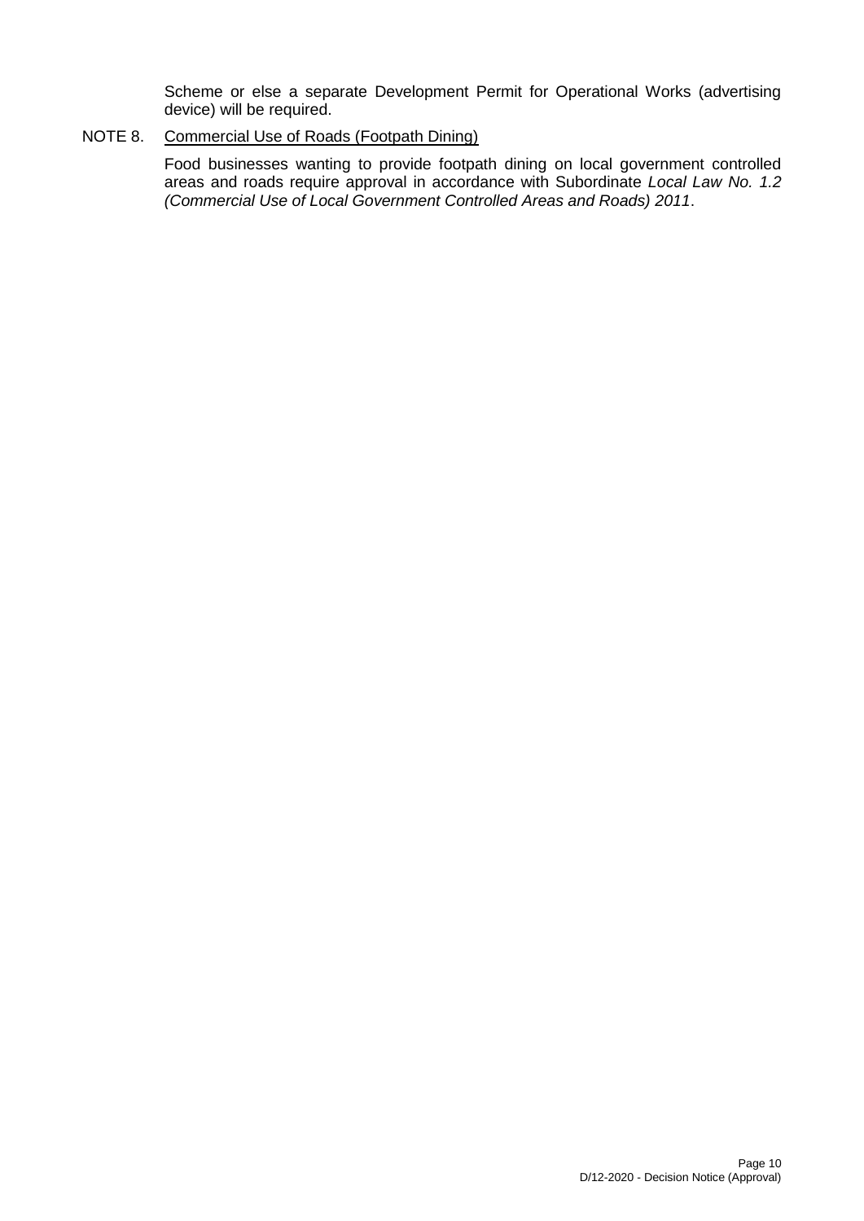Scheme or else a separate Development Permit for Operational Works (advertising device) will be required.

NOTE 8. <u>Commercial Use of Roads (Footpath Dining)</u>

Food businesses wanting to provide footpath dining on local government controlled areas and roads require approval in accordance with Subordinate *Local Law No. 1.2 (Commercial Use of Local Government Controlled Areas and Roads) 2011*.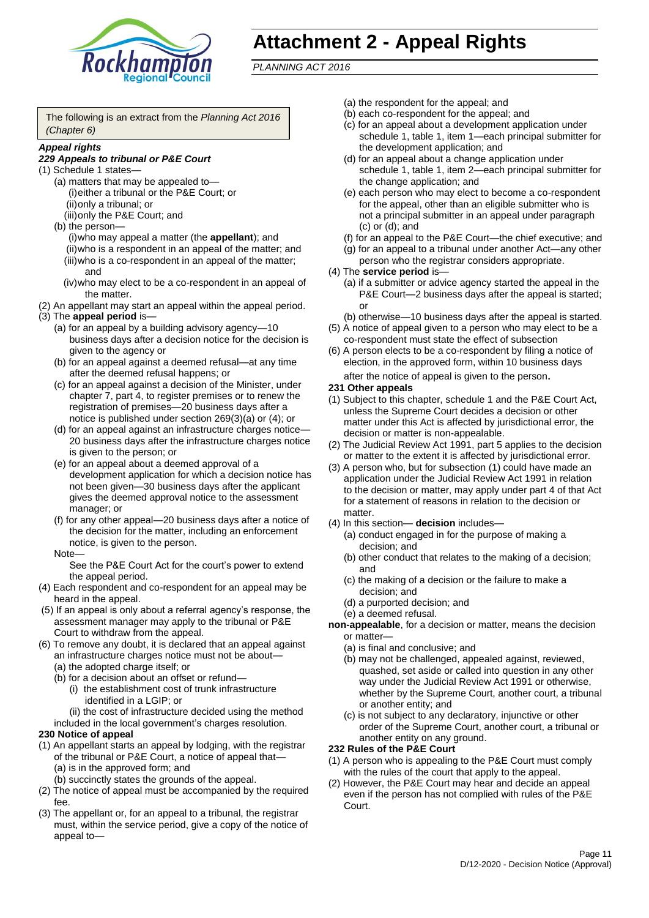# Attachment 2 - Appeal Rights

*PLANNING ACT 2016*

The following is an extract from the *Planning Act 2016 (Chapter 6)*

***Appeal rights***

***229 Appeals to tribunal or P&E Court***

(1) Schedule 1 states—

- (a) matters that may be appealed to—
  - (i) either a tribunal or the P&E Court; or
  - (ii) only a tribunal; or
  - (iii) only the P&E Court; and
- (b) the person—
  - (i) who may appeal a matter (the **appellant**); and
  - (ii) who is a respondent in an appeal of the matter; and
  - (iii) who is a co-respondent in an appeal of the matter; and
  - (iv) who may elect to be a co-respondent in an appeal of the matter.

(2) An appellant may start an appeal within the appeal period.

(3) The **appeal period** is—

- (a) for an appeal by a building advisory agency—10 business days after a decision notice for the decision is given to the agency or
- (b) for an appeal against a deemed refusal—at any time after the deemed refusal happens; or
- (c) for an appeal against a decision of the Minister, under chapter 7, part 4, to register premises or to renew the registration of premises—20 business days after a notice is published under section 269(3)(a) or (4); or
- (d) for an appeal against an infrastructure charges notice—20 business days after the infrastructure charges notice is given to the person; or
- (e) for an appeal about a deemed approval of a development application for which a decision notice has not been given—30 business days after the applicant gives the deemed approval notice to the assessment manager; or
- (f) for any other appeal—20 business days after a notice of the decision for the matter, including an enforcement notice, is given to the person.

Note—

See the P&E Court Act for the court's power to extend the appeal period.

(4) Each respondent and co-respondent for an appeal may be heard in the appeal.

(5) If an appeal is only about a referral agency's response, the assessment manager may apply to the tribunal or P&E Court to withdraw from the appeal.

(6) To remove any doubt, it is declared that an appeal against an infrastructure charges notice must not be about—

- (a) the adopted charge itself; or
- (b) for a decision about an offset or refund—
  - (i) the establishment cost of trunk infrastructure identified in a LGIP; or
  - (ii) the cost of infrastructure decided using the method included in the local government's charges resolution.

**230 Notice of appeal**

(1) An appellant starts an appeal by lodging, with the registrar of the tribunal or P&E Court, a notice of appeal that—

- (a) is in the approved form; and
- (b) succinctly states the grounds of the appeal.

(2) The notice of appeal must be accompanied by the required fee.

(3) The appellant or, for an appeal to a tribunal, the registrar must, within the service period, give a copy of the notice of appeal to—

- (a) the respondent for the appeal; and
- (b) each co-respondent for the appeal; and
- (c) for an appeal about a development application under schedule 1, table 1, item 1—each principal submitter for the development application; and
- (d) for an appeal about a change application under schedule 1, table 1, item 2—each principal submitter for the change application; and
- (e) each person who may elect to become a co-respondent for the appeal, other than an eligible submitter who is not a principal submitter in an appeal under paragraph (c) or (d); and
- (f) for an appeal to the P&E Court—the chief executive; and
- (g) for an appeal to a tribunal under another Act—any other person who the registrar considers appropriate.

(4) The **service period** is—

- (a) if a submitter or advice agency started the appeal in the P&E Court—2 business days after the appeal is started; or
- (b) otherwise—10 business days after the appeal is started.

(5) A notice of appeal given to a person who may elect to be a co-respondent must state the effect of subsection

(6) A person elects to be a co-respondent by filing a notice of election, in the approved form, within 10 business days after the notice of appeal is given to the person**.**

**231 Other appeals**

(1) Subject to this chapter, schedule 1 and the P&E Court Act, unless the Supreme Court decides a decision or other matter under this Act is affected by jurisdictional error, the decision or matter is non-appealable.

(2) The Judicial Review Act 1991, part 5 applies to the decision or matter to the extent it is affected by jurisdictional error.

(3) A person who, but for subsection (1) could have made an application under the Judicial Review Act 1991 in relation to the decision or matter, may apply under part 4 of that Act for a statement of reasons in relation to the decision or matter.

(4) In this section— **decision** includes—

- (a) conduct engaged in for the purpose of making a decision; and
- (b) other conduct that relates to the making of a decision; and
- (c) the making of a decision or the failure to make a decision; and
- (d) a purported decision; and
- (e) a deemed refusal.

**non-appealable**, for a decision or matter, means the decision or matter—

- (a) is final and conclusive; and
- (b) may not be challenged, appealed against, reviewed, quashed, set aside or called into question in any other way under the Judicial Review Act 1991 or otherwise, whether by the Supreme Court, another court, a tribunal or another entity; and
- (c) is not subject to any declaratory, injunctive or other order of the Supreme Court, another court, a tribunal or another entity on any ground.

**232 Rules of the P&E Court**

(1) A person who is appealing to the P&E Court must comply with the rules of the court that apply to the appeal.

(2) However, the P&E Court may hear and decide an appeal even if the person has not complied with rules of the P&E Court.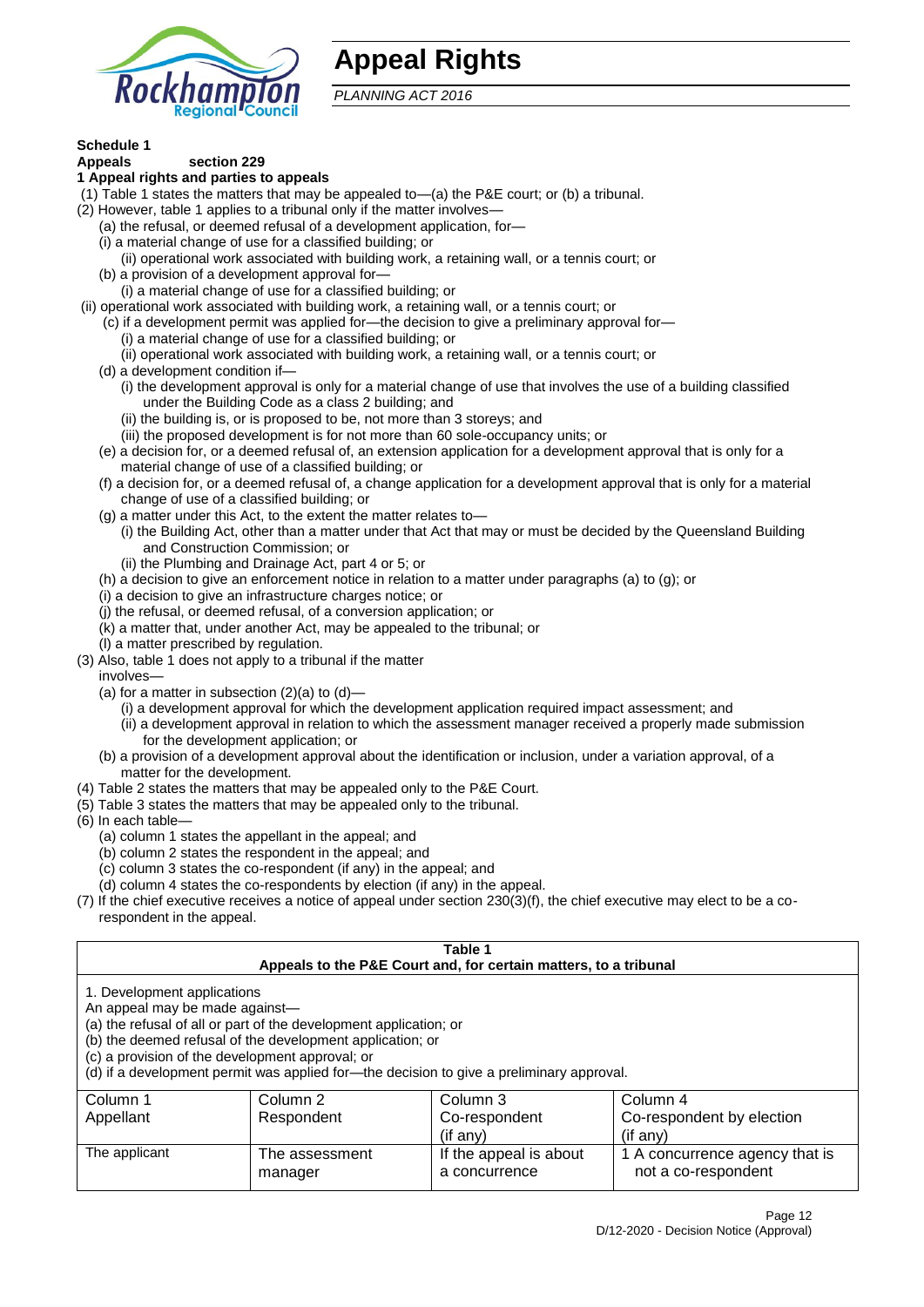# Appeal Rights

*PLANNING ACT 2016*

**Schedule 1**
**Appeals section 229**

**1 Appeal rights and parties to appeals**

(1) Table 1 states the matters that may be appealed to—(a) the P&E court; or (b) a tribunal.

(2) However, table 1 applies to a tribunal only if the matter involves—

- (a) the refusal, or deemed refusal of a development application, for—
  - (i) a material change of use for a classified building; or
  - (ii) operational work associated with building work, a retaining wall, or a tennis court; or
- (b) a provision of a development approval for—
  - (i) a material change of use for a classified building; or
  - (ii) operational work associated with building work, a retaining wall, or a tennis court; or
- (c) if a development permit was applied for—the decision to give a preliminary approval for—
  - (i) a material change of use for a classified building; or
  - (ii) operational work associated with building work, a retaining wall, or a tennis court; or
- (d) a development condition if—
  - (i) the development approval is only for a material change of use that involves the use of a building classified under the Building Code as a class 2 building; and
  - (ii) the building is, or is proposed to be, not more than 3 storeys; and
  - (iii) the proposed development is for not more than 60 sole-occupancy units; or
- (e) a decision for, or a deemed refusal of, an extension application for a development approval that is only for a material change of use of a classified building; or
- (f) a decision for, or a deemed refusal of, a change application for a development approval that is only for a material change of use of a classified building; or
- (g) a matter under this Act, to the extent the matter relates to—
  - (i) the Building Act, other than a matter under that Act that may or must be decided by the Queensland Building and Construction Commission; or
  - (ii) the Plumbing and Drainage Act, part 4 or 5; or
- (h) a decision to give an enforcement notice in relation to a matter under paragraphs (a) to (g); or
- (i) a decision to give an infrastructure charges notice; or
- (j) the refusal, or deemed refusal, of a conversion application; or
- (k) a matter that, under another Act, may be appealed to the tribunal; or
- (l) a matter prescribed by regulation.

(3) Also, table 1 does not apply to a tribunal if the matter involves—

- (a) for a matter in subsection (2)(a) to (d)—
  - (i) a development approval for which the development application required impact assessment; and
  - (ii) a development approval in relation to which the assessment manager received a properly made submission for the development application; or
- (b) a provision of a development approval about the identification or inclusion, under a variation approval, of a matter for the development.

(4) Table 2 states the matters that may be appealed only to the P&E Court.

(5) Table 3 states the matters that may be appealed only to the tribunal.

(6) In each table—

- (a) column 1 states the appellant in the appeal; and
- (b) column 2 states the respondent in the appeal; and
- (c) column 3 states the co-respondent (if any) in the appeal; and
- (d) column 4 states the co-respondents by election (if any) in the appeal.

(7) If the chief executive receives a notice of appeal under section 230(3)(f), the chief executive may elect to be a co-respondent in the appeal.

**Table 1**
**Appeals to the P&E Court and, for certain matters, to a tribunal**

1. Development applications

An appeal may be made against—

(a) the refusal of all or part of the development application; or
(b) the deemed refusal of the development application; or
(c) a provision of the development approval; or
(d) if a development permit was applied for—the decision to give a preliminary approval.

| Column 1<br>Appellant | Column 2<br>Respondent | Column 3<br>Co-respondent<br>(if any) | Column 4<br>Co-respondent by election<br>(if any) |
|---|---|---|---|
| The applicant | The assessment manager | If the appeal is about a concurrence | 1 A concurrence agency that is not a co-respondent |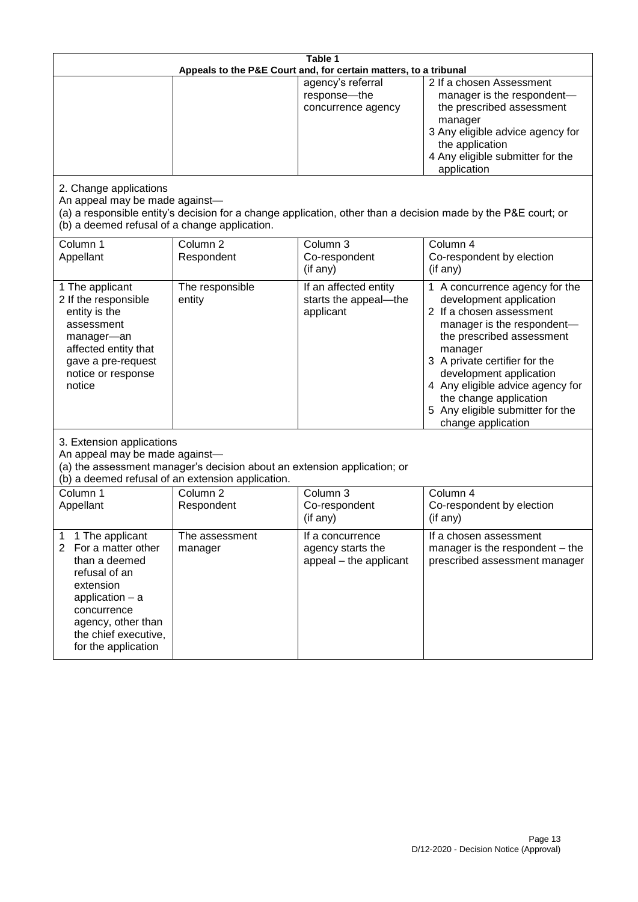**Table 1**
**Appeals to the P&E Court and, for certain matters, to a tribunal**

| | | | |
|---|---|---|---|
| | | agency's referral response—the concurrence agency | 2 If a chosen Assessment manager is the respondent—the prescribed assessment manager<br>3 Any eligible advice agency for the application<br>4 Any eligible submitter for the application |

2. Change applications

An appeal may be made against—

(a) a responsible entity's decision for a change application, other than a decision made by the P&E court; or

(b) a deemed refusal of a change application.

| Column 1<br>Appellant | Column 2<br>Respondent | Column 3<br>Co-respondent<br>(if any) | Column 4<br>Co-respondent by election<br>(if any) |
|---|---|---|---|
| 1 The applicant<br>2 If the responsible entity is the assessment manager—an affected entity that gave a pre-request notice or response notice | The responsible entity | If an affected entity starts the appeal—the applicant | 1 A concurrence agency for the development application<br>2 If a chosen assessment manager is the respondent—the prescribed assessment manager<br>3 A private certifier for the development application<br>4 Any eligible advice agency for the change application<br>5 Any eligible submitter for the change application |

3. Extension applications

An appeal may be made against—

(a) the assessment manager's decision about an extension application; or

(b) a deemed refusal of an extension application.

| Column 1<br>Appellant | Column 2<br>Respondent | Column 3<br>Co-respondent<br>(if any) | Column 4<br>Co-respondent by election<br>(if any) |
|---|---|---|---|
| 1 1 The applicant<br>2 For a matter other than a deemed refusal of an extension application – a concurrence agency, other than the chief executive, for the application | The assessment manager | If a concurrence agency starts the appeal – the applicant | If a chosen assessment manager is the respondent – the prescribed assessment manager |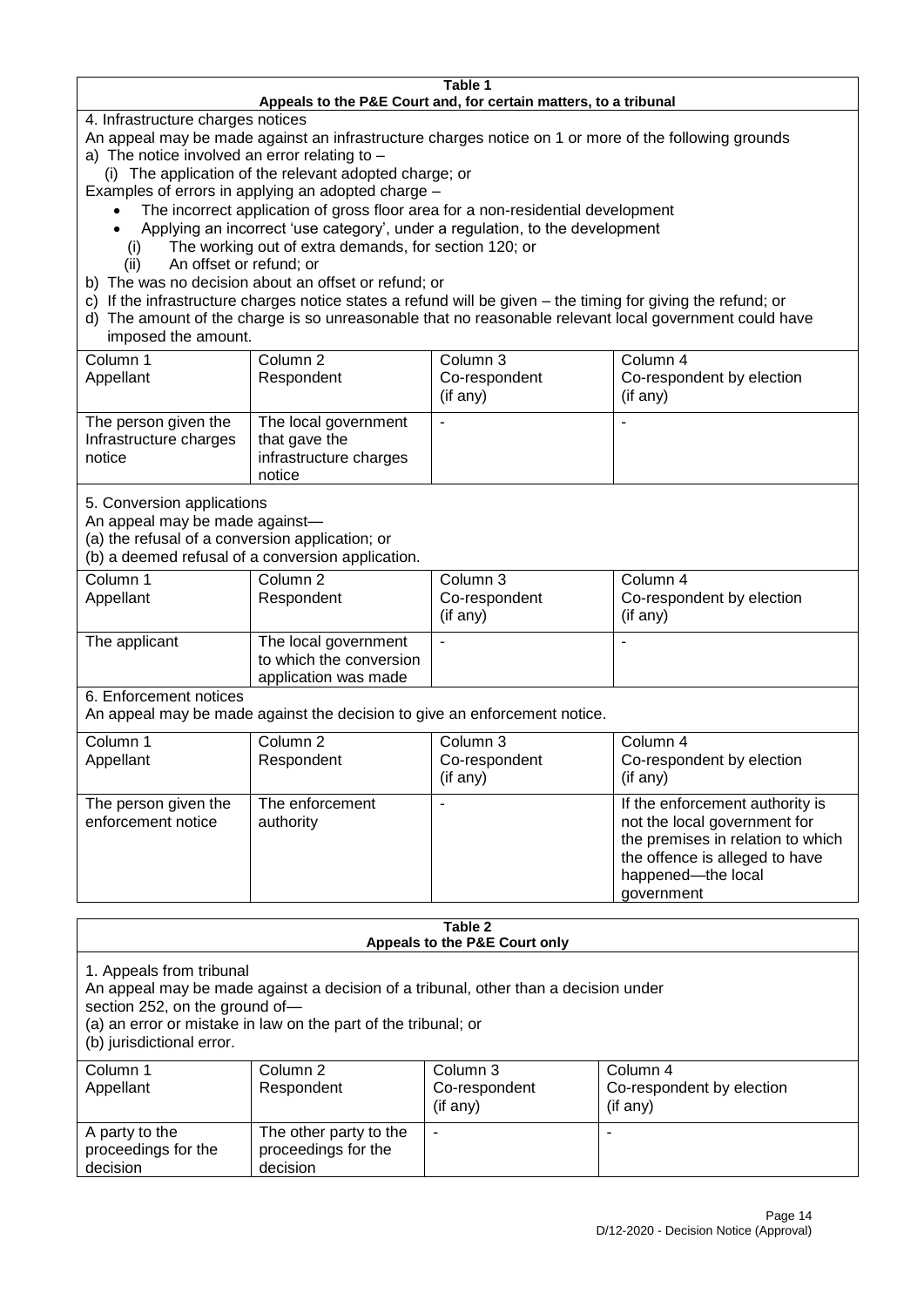**Table 1**
**Appeals to the P&E Court and, for certain matters, to a tribunal**

4. Infrastructure charges notices

An appeal may be made against an infrastructure charges notice on 1 or more of the following grounds

a) The notice involved an error relating to –

   (i) The application of the relevant adopted charge; or

Examples of errors in applying an adopted charge –

- The incorrect application of gross floor area for a non-residential development
- Applying an incorrect 'use category', under a regulation, to the development

   (i) The working out of extra demands, for section 120; or

   (ii) An offset or refund; or

b) The was no decision about an offset or refund; or

c) If the infrastructure charges notice states a refund will be given – the timing for giving the refund; or

d) The amount of the charge is so unreasonable that no reasonable relevant local government could have imposed the amount.

| Column 1<br>Appellant | Column 2<br>Respondent | Column 3<br>Co-respondent<br>(if any) | Column 4<br>Co-respondent by election<br>(if any) |
|---|---|---|---|
| The person given the Infrastructure charges notice | The local government that gave the infrastructure charges notice | - | - |

5. Conversion applications

An appeal may be made against—

(a) the refusal of a conversion application; or

(b) a deemed refusal of a conversion application.

| Column 1<br>Appellant | Column 2<br>Respondent | Column 3<br>Co-respondent<br>(if any) | Column 4<br>Co-respondent by election<br>(if any) |
|---|---|---|---|
| The applicant | The local government to which the conversion application was made | - | - |

6. Enforcement notices

An appeal may be made against the decision to give an enforcement notice.

| Column 1<br>Appellant | Column 2<br>Respondent | Column 3<br>Co-respondent<br>(if any) | Column 4<br>Co-respondent by election<br>(if any) |
|---|---|---|---|
| The person given the enforcement notice | The enforcement authority | - | If the enforcement authority is not the local government for the premises in relation to which the offence is alleged to have happened—the local government |

**Table 2**
**Appeals to the P&E Court only**

1. Appeals from tribunal

An appeal may be made against a decision of a tribunal, other than a decision under section 252, on the ground of—

(a) an error or mistake in law on the part of the tribunal; or

(b) jurisdictional error.

| Column 1<br>Appellant | Column 2<br>Respondent | Column 3<br>Co-respondent<br>(if any) | Column 4<br>Co-respondent by election<br>(if any) |
|---|---|---|---|
| A party to the proceedings for the decision | The other party to the proceedings for the decision | - | - |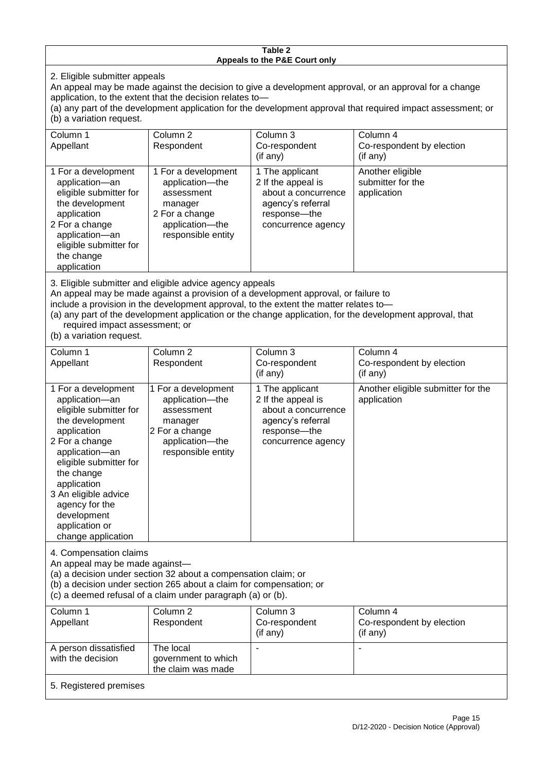**Table 2**
**Appeals to the P&E Court only**

2. Eligible submitter appeals

An appeal may be made against the decision to give a development approval, or an approval for a change application, to the extent that the decision relates to—

(a) any part of the development application for the development approval that required impact assessment; or

(b) a variation request.

| Column 1<br>Appellant | Column 2<br>Respondent | Column 3<br>Co-respondent<br>(if any) | Column 4<br>Co-respondent by election<br>(if any) |
|---|---|---|---|
| 1 For a development application—an eligible submitter for the development application<br>2 For a change application—an eligible submitter for the change application | 1 For a development application—the assessment manager<br>2 For a change application—the responsible entity | 1 The applicant<br>2 If the appeal is about a concurrence agency's referral response—the concurrence agency | Another eligible submitter for the application |

3. Eligible submitter and eligible advice agency appeals

An appeal may be made against a provision of a development approval, or failure to include a provision in the development approval, to the extent the matter relates to—

(a) any part of the development application or the change application, for the development approval, that required impact assessment; or

(b) a variation request.

| Column 1<br>Appellant | Column 2<br>Respondent | Column 3<br>Co-respondent<br>(if any) | Column 4<br>Co-respondent by election<br>(if any) |
|---|---|---|---|
| 1 For a development application—an eligible submitter for the development application<br>2 For a change application—an eligible submitter for the change application<br>3 An eligible advice agency for the development application or change application | 1 For a development application—the assessment manager<br>2 For a change application—the responsible entity | 1 The applicant<br>2 If the appeal is about a concurrence agency's referral response—the concurrence agency | Another eligible submitter for the application |

4. Compensation claims

An appeal may be made against—

(a) a decision under section 32 about a compensation claim; or

(b) a decision under section 265 about a claim for compensation; or

(c) a deemed refusal of a claim under paragraph (a) or (b).

| Column 1<br>Appellant | Column 2<br>Respondent | Column 3<br>Co-respondent<br>(if any) | Column 4<br>Co-respondent by election<br>(if any) |
|---|---|---|---|
| A person dissatisfied with the decision | The local government to which the claim was made | - | - |

5. Registered premises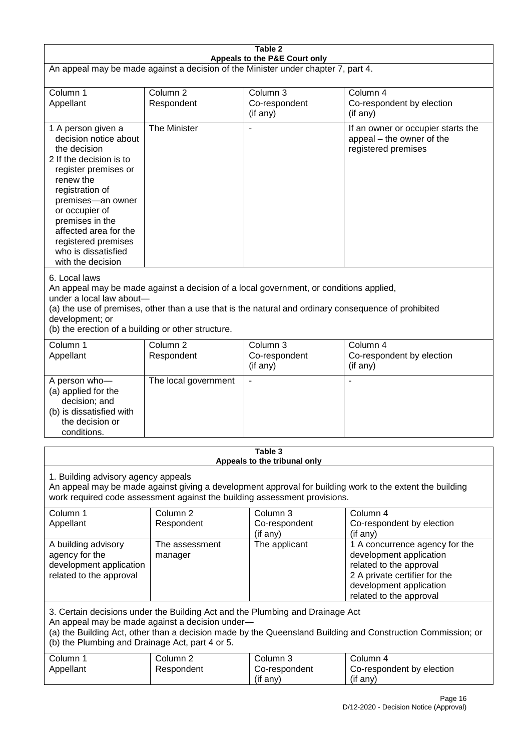**Table 2**
**Appeals to the P&E Court only**

An appeal may be made against a decision of the Minister under chapter 7, part 4.

| Column 1<br>Appellant | Column 2<br>Respondent | Column 3<br>Co-respondent<br>(if any) | Column 4<br>Co-respondent by election<br>(if any) |
|---|---|---|---|
| 1 A person given a decision notice about the decision<br>2 If the decision is to register premises or renew the registration of premises—an owner or occupier of premises in the affected area for the registered premises who is dissatisfied with the decision | The Minister | - | If an owner or occupier starts the appeal – the owner of the registered premises |

6. Local laws

An appeal may be made against a decision of a local government, or conditions applied, under a local law about—

(a) the use of premises, other than a use that is the natural and ordinary consequence of prohibited development; or

(b) the erection of a building or other structure.

| Column 1<br>Appellant | Column 2<br>Respondent | Column 3<br>Co-respondent<br>(if any) | Column 4<br>Co-respondent by election<br>(if any) |
|---|---|---|---|
| A person who—<br>(a) applied for the decision; and<br>(b) is dissatisfied with the decision or conditions. | The local government | - | - |

**Table 3**
**Appeals to the tribunal only**

1. Building advisory agency appeals

An appeal may be made against giving a development approval for building work to the extent the building work required code assessment against the building assessment provisions.

| Column 1<br>Appellant | Column 2<br>Respondent | Column 3<br>Co-respondent<br>(if any) | Column 4<br>Co-respondent by election<br>(if any) |
|---|---|---|---|
| A building advisory agency for the development application related to the approval | The assessment manager | The applicant | 1 A concurrence agency for the development application related to the approval<br>2 A private certifier for the development application related to the approval |

3. Certain decisions under the Building Act and the Plumbing and Drainage Act

An appeal may be made against a decision under—

(a) the Building Act, other than a decision made by the Queensland Building and Construction Commission; or

(b) the Plumbing and Drainage Act, part 4 or 5.

| Column 1<br>Appellant | Column 2<br>Respondent | Column 3<br>Co-respondent<br>(if any) | Column 4<br>Co-respondent by election<br>(if any) |
|---|---|---|---|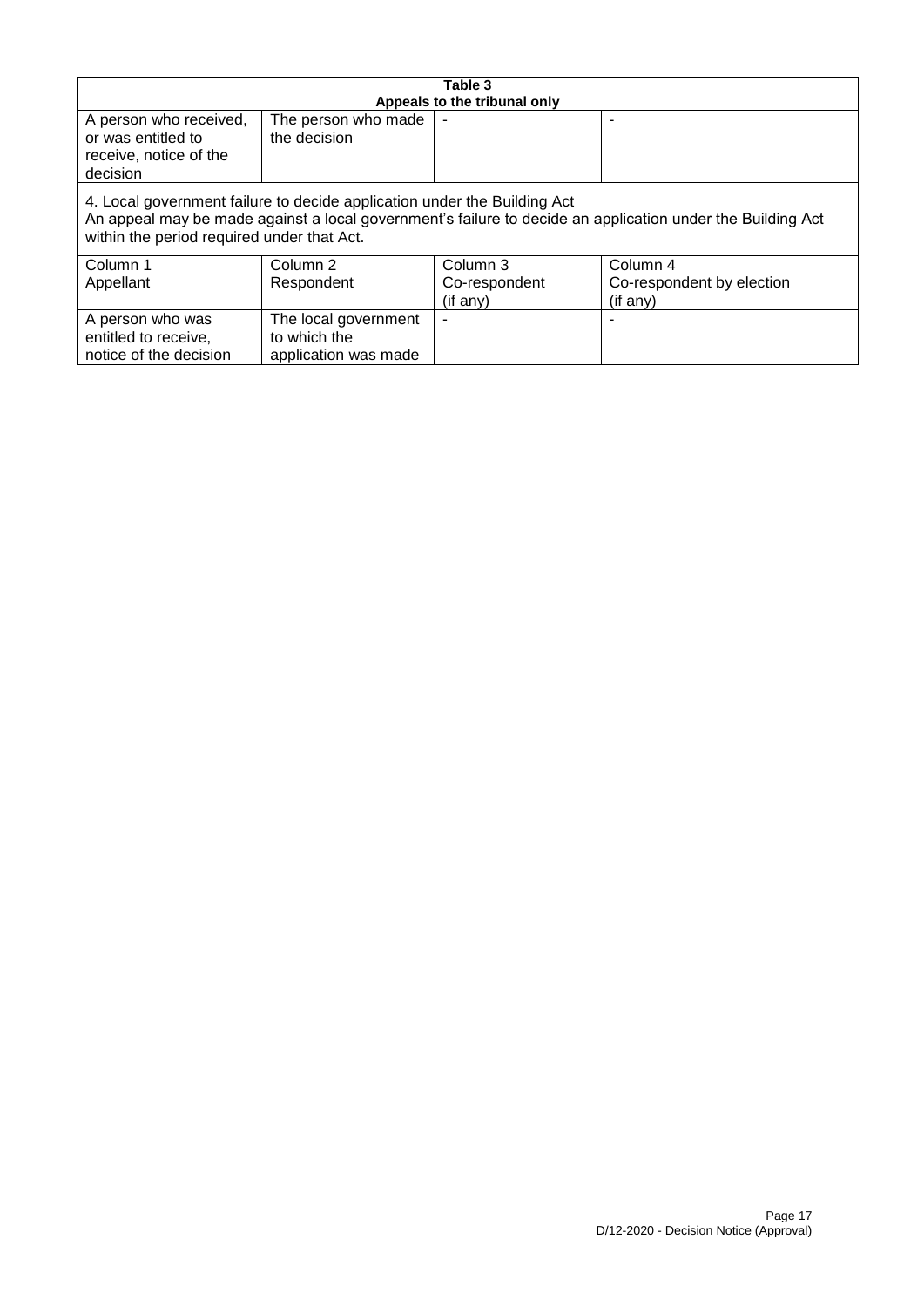| Table 3<br>Appeals to the tribunal only | | | |
|---|---|---|---|
| A person who received, or was entitled to receive, notice of the decision | The person who made the decision | - | - |
| 4. Local government failure to decide application under the Building Act<br>An appeal may be made against a local government's failure to decide an application under the Building Act within the period required under that Act. | | | |
| Column 1<br>Appellant | Column 2<br>Respondent | Column 3<br>Co-respondent<br>(if any) | Column 4<br>Co-respondent by election<br>(if any) |
| A person who was entitled to receive, notice of the decision | The local government to which the application was made | - | - |